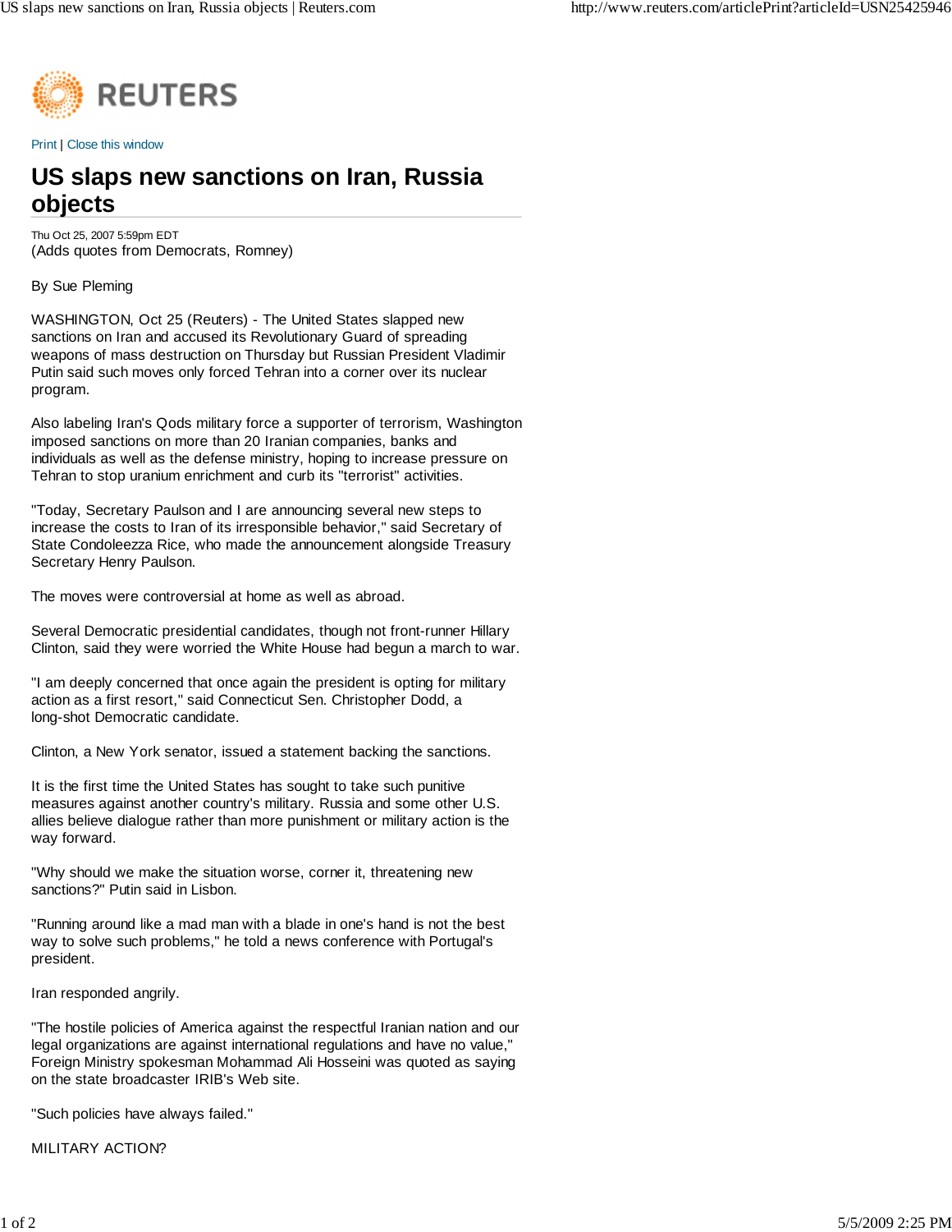REUTERS

Print | Close this window

# US slaps new sanctions on Iran, Russia objects

Thu Oct 25, 2007 5:59pm EDT

(Adds quotes from Democrats, Romney)

By Sue Pleming

WASHINGTON, Oct 25 (Reuters) - The United States slapped new sanctions on Iran and accused its Revolutionary Guard of spreading weapons of mass destruction on Thursday but Russian President Vladimir Putin said such moves only forced Tehran into a corner over its nuclear program.

Also labeling Iran's Qods military force a supporter of terrorism, Washington imposed sanctions on more than 20 Iranian companies, banks and individuals as well as the defense ministry, hoping to increase pressure on Tehran to stop uranium enrichment and curb its "terrorist" activities.

"Today, Secretary Paulson and I are announcing several new steps to increase the costs to Iran of its irresponsible behavior," said Secretary of State Condoleezza Rice, who made the announcement alongside Treasury Secretary Henry Paulson.

The moves were controversial at home as well as abroad.

Several Democratic presidential candidates, though not front-runner Hillary Clinton, said they were worried the White House had begun a march to war.

"I am deeply concerned that once again the president is opting for military action as a first resort," said Connecticut Sen. Christopher Dodd, a long-shot Democratic candidate.

Clinton, a New York senator, issued a statement backing the sanctions.

It is the first time the United States has sought to take such punitive measures against another country's military. Russia and some other U.S. allies believe dialogue rather than more punishment or military action is the way forward.

"Why should we make the situation worse, corner it, threatening new sanctions?" Putin said in Lisbon.

"Running around like a mad man with a blade in one's hand is not the best way to solve such problems," he told a news conference with Portugal's president.

Iran responded angrily.

"The hostile policies of America against the respectful Iranian nation and our legal organizations are against international regulations and have no value," Foreign Ministry spokesman Mohammad Ali Hosseini was quoted as saying on the state broadcaster IRIB's Web site.

"Such policies have always failed."

MILITARY ACTION?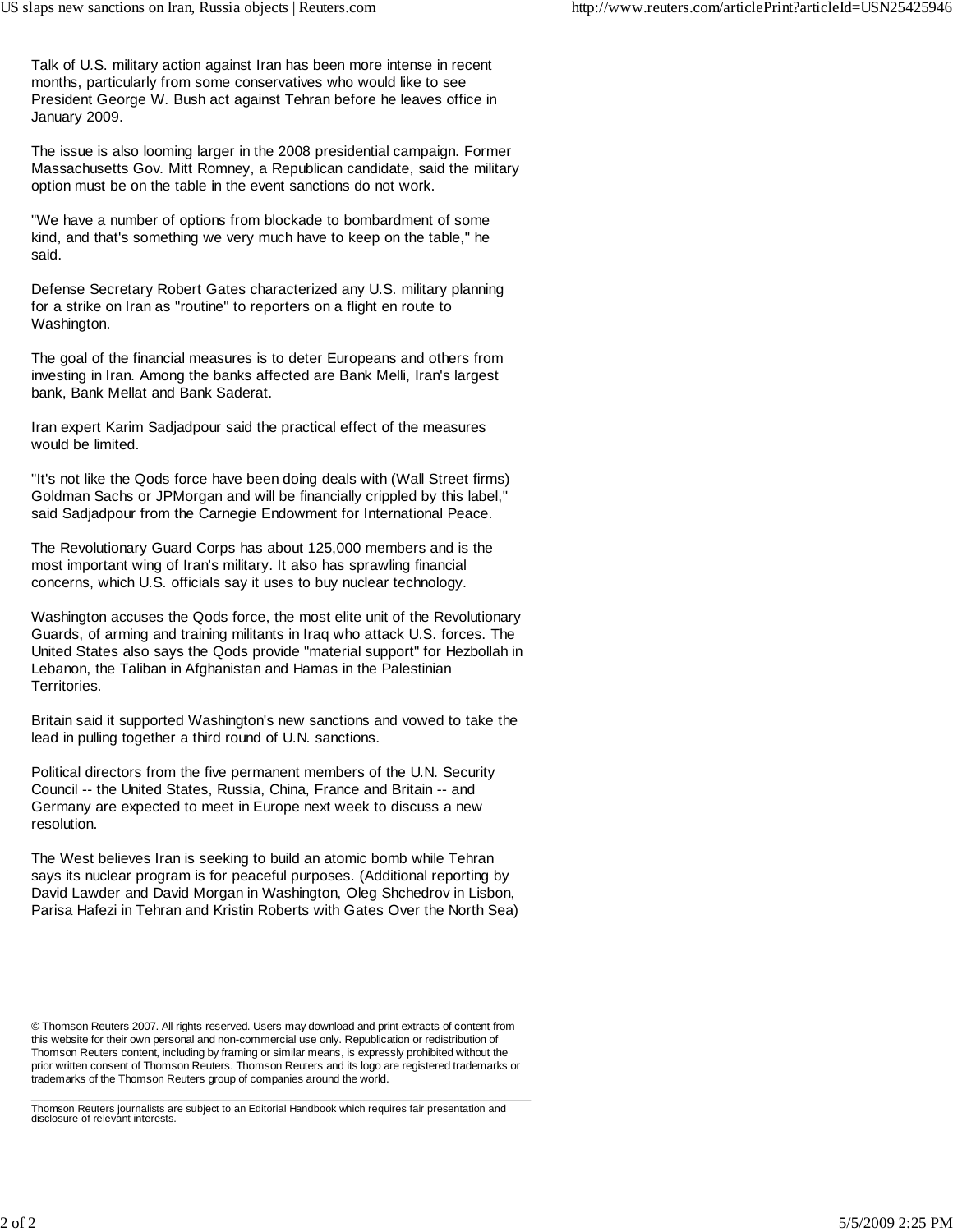Talk of U.S. military action against Iran has been more intense in recent months, particularly from some conservatives who would like to see President George W. Bush act against Tehran before he leaves office in January 2009.

The issue is also looming larger in the 2008 presidential campaign. Former Massachusetts Gov. Mitt Romney, a Republican candidate, said the military option must be on the table in the event sanctions do not work.

"We have a number of options from blockade to bombardment of some kind, and that's something we very much have to keep on the table," he said.

Defense Secretary Robert Gates characterized any U.S. military planning for a strike on Iran as "routine" to reporters on a flight en route to Washington.

The goal of the financial measures is to deter Europeans and others from investing in Iran. Among the banks affected are Bank Melli, Iran's largest bank, Bank Mellat and Bank Saderat.

Iran expert Karim Sadjadpour said the practical effect of the measures would be limited.

"It's not like the Qods force have been doing deals with (Wall Street firms) Goldman Sachs or JPMorgan and will be financially crippled by this label," said Sadjadpour from the Carnegie Endowment for International Peace.

The Revolutionary Guard Corps has about 125,000 members and is the most important wing of Iran's military. It also has sprawling financial concerns, which U.S. officials say it uses to buy nuclear technology.

Washington accuses the Qods force, the most elite unit of the Revolutionary Guards, of arming and training militants in Iraq who attack U.S. forces. The United States also says the Qods provide "material support" for Hezbollah in Lebanon, the Taliban in Afghanistan and Hamas in the Palestinian Territories.

Britain said it supported Washington's new sanctions and vowed to take the lead in pulling together a third round of U.N. sanctions.

Political directors from the five permanent members of the U.N. Security Council -- the United States, Russia, China, France and Britain -- and Germany are expected to meet in Europe next week to discuss a new resolution.

The West believes Iran is seeking to build an atomic bomb while Tehran says its nuclear program is for peaceful purposes. (Additional reporting by David Lawder and David Morgan in Washington, Oleg Shchedrov in Lisbon, Parisa Hafezi in Tehran and Kristin Roberts with Gates Over the North Sea)

© Thomson Reuters 2007. All rights reserved. Users may download and print extracts of content from this website for their own personal and non-commercial use only. Republication or redistribution of Thomson Reuters content, including by framing or similar means, is expressly prohibited without the prior written consent of Thomson Reuters. Thomson Reuters and its logo are registered trademarks or trademarks of the Thomson Reuters group of companies around the world.

Thomson Reuters journalists are subject to an Editorial Handbook which requires fair presentation and disclosure of relevant interests.